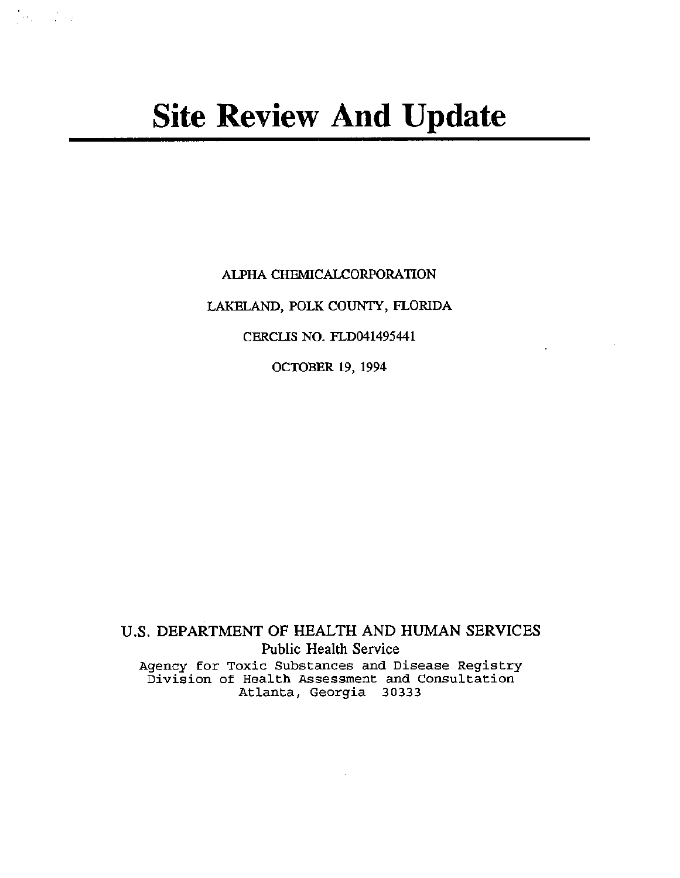# Site Review And Update

ALPHA CHEMICALCORPORATION

LAKELAND, POLK COUNTY, FLORIDA

CERCLIS NO. FLD041495441

OCTOBER 19, 1994

U.S. DEPARTMENT OF HEALTH AND HUMAN SERVICES
Public Health Service
Agency for Toxic Substances and Disease Registry
Division of Health Assessment and Consultation
Atlanta, Georgia 30333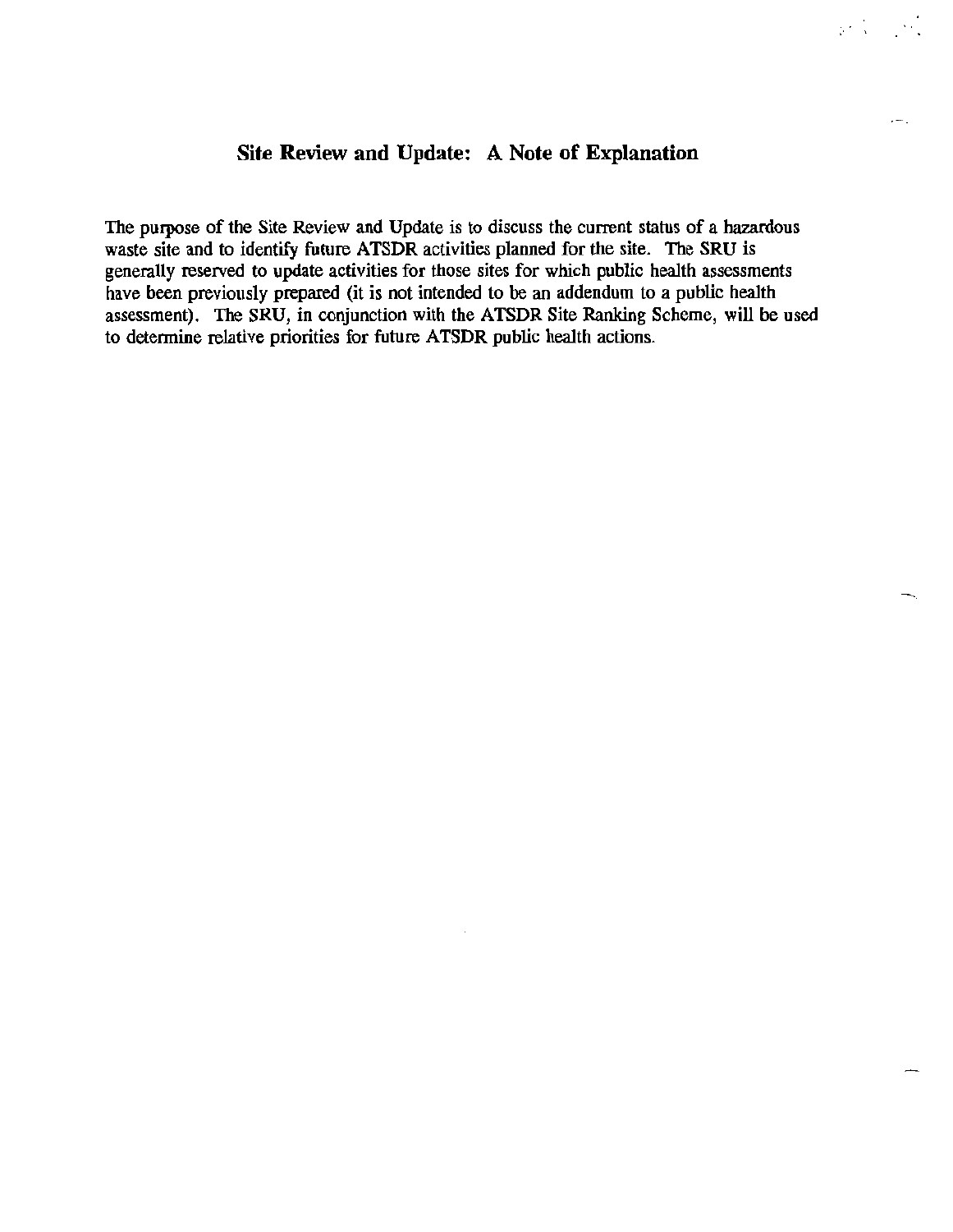## Site Review and Update: A Note of Explanation

The purpose of the Site Review and Update is to discuss the current status of a hazardous waste site and to identify future ATSDR activities planned for the site. The SRU is generally reserved to update activities for those sites for which public health assessments have been previously prepared (it is not intended to be an addendum to a public health assessment). The SRU, in conjunction with the ATSDR Site Ranking Scheme, will be used to determine relative priorities for future ATSDR public health actions.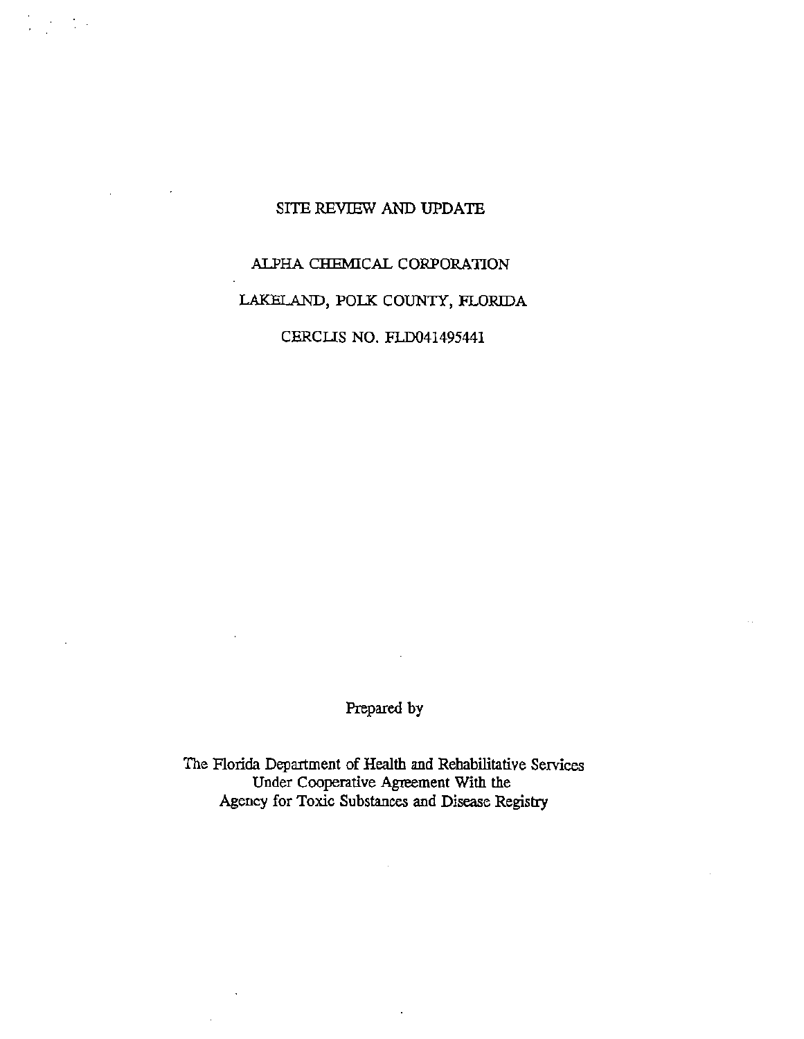# SITE REVIEW AND UPDATE

## ALPHA CHEMICAL CORPORATION

## LAKELAND, POLK COUNTY, FLORIDA

## CERCLIS NO. FLD041495441

Prepared by

The Florida Department of Health and Rehabilitative Services
Under Cooperative Agreement With the
Agency for Toxic Substances and Disease Registry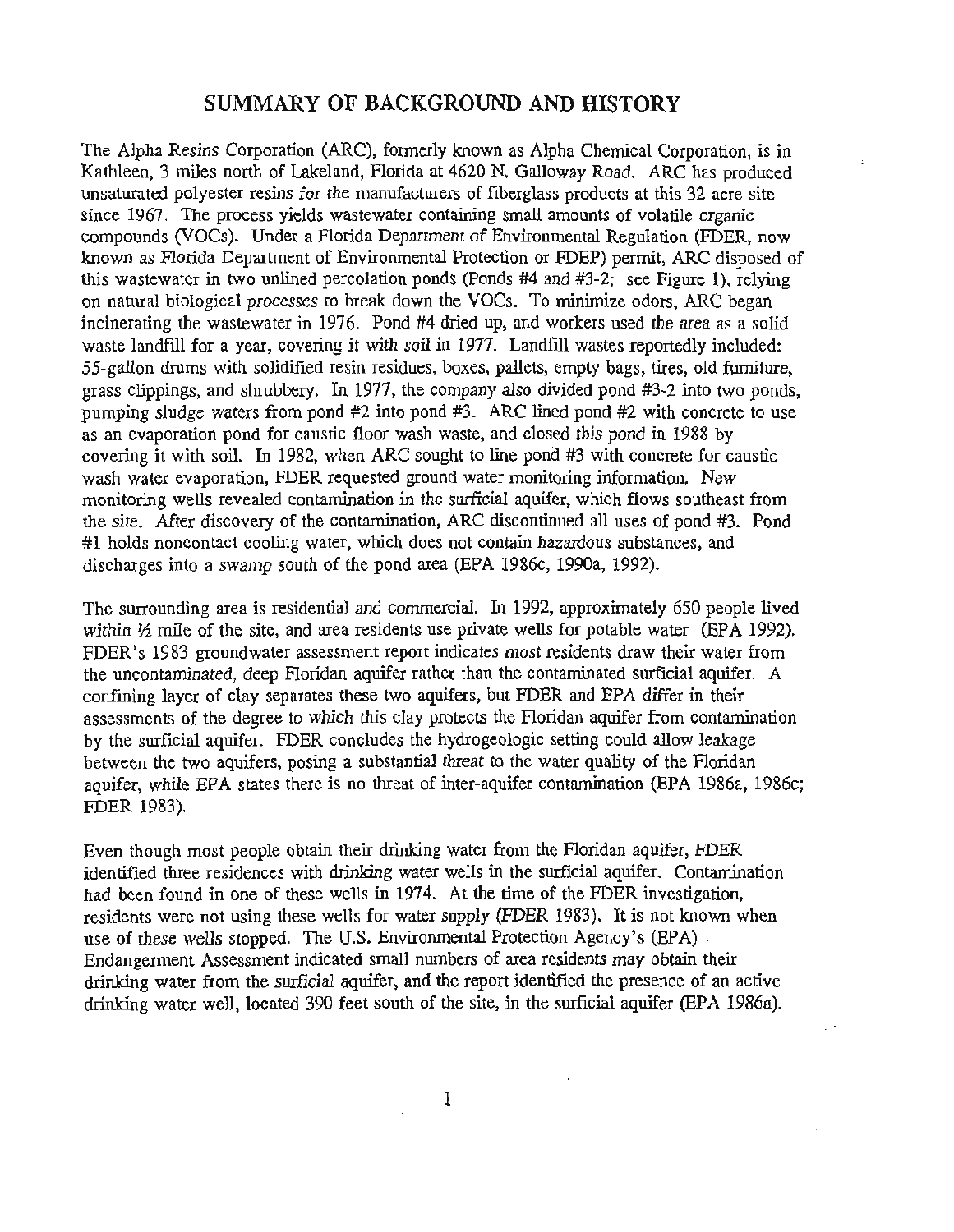## SUMMARY OF BACKGROUND AND HISTORY

The Alpha Resins Corporation (ARC), formerly known as Alpha Chemical Corporation, is in Kathleen, 3 miles north of Lakeland, Florida at 4620 N. Galloway Road. ARC has produced unsaturated polyester resins for the manufacturers of fiberglass products at this 32-acre site since 1967. The process yields wastewater containing small amounts of volatile organic compounds (VOCs). Under a Florida Department of Environmental Regulation (FDER, now known as Florida Department of Environmental Protection or FDEP) permit, ARC disposed of this wastewater in two unlined percolation ponds (Ponds #4 and #3-2; see Figure 1), relying on natural biological processes to break down the VOCs. To minimize odors, ARC began incinerating the wastewater in 1976. Pond #4 dried up, and workers used the area as a solid waste landfill for a year, covering it with soil in 1977. Landfill wastes reportedly included: 55-gallon drums with solidified resin residues, boxes, pallets, empty bags, tires, old furniture, grass clippings, and shrubbery. In 1977, the company also divided pond #3-2 into two ponds, pumping sludge waters from pond #2 into pond #3. ARC lined pond #2 with concrete to use as an evaporation pond for caustic floor wash waste, and closed this pond in 1988 by covering it with soil. In 1982, when ARC sought to line pond #3 with concrete for caustic wash water evaporation, FDER requested ground water monitoring information. New monitoring wells revealed contamination in the surficial aquifer, which flows southeast from the site. After discovery of the contamination, ARC discontinued all uses of pond #3. Pond #1 holds noncontact cooling water, which does not contain hazardous substances, and discharges into a swamp south of the pond area (EPA 1986c, 1990a, 1992).

The surrounding area is residential and commercial. In 1992, approximately 650 people lived within ½ mile of the site, and area residents use private wells for potable water (EPA 1992). FDER's 1983 groundwater assessment report indicates most residents draw their water from the uncontaminated, deep Floridan aquifer rather than the contaminated surficial aquifer. A confining layer of clay separates these two aquifers, but FDER and EPA differ in their assessments of the degree to which this clay protects the Floridan aquifer from contamination by the surficial aquifer. FDER concludes the hydrogeologic setting could allow leakage between the two aquifers, posing a substantial threat to the water quality of the Floridan aquifer, while EPA states there is no threat of inter-aquifer contamination (EPA 1986a, 1986c; FDER 1983).

Even though most people obtain their drinking water from the Floridan aquifer, FDER identified three residences with drinking water wells in the surficial aquifer. Contamination had been found in one of these wells in 1974. At the time of the FDER investigation, residents were not using these wells for water supply (FDER 1983). It is not known when use of these wells stopped. The U.S. Environmental Protection Agency's (EPA) Endangerment Assessment indicated small numbers of area residents may obtain their drinking water from the surficial aquifer, and the report identified the presence of an active drinking water well, located 390 feet south of the site, in the surficial aquifer (EPA 1986a).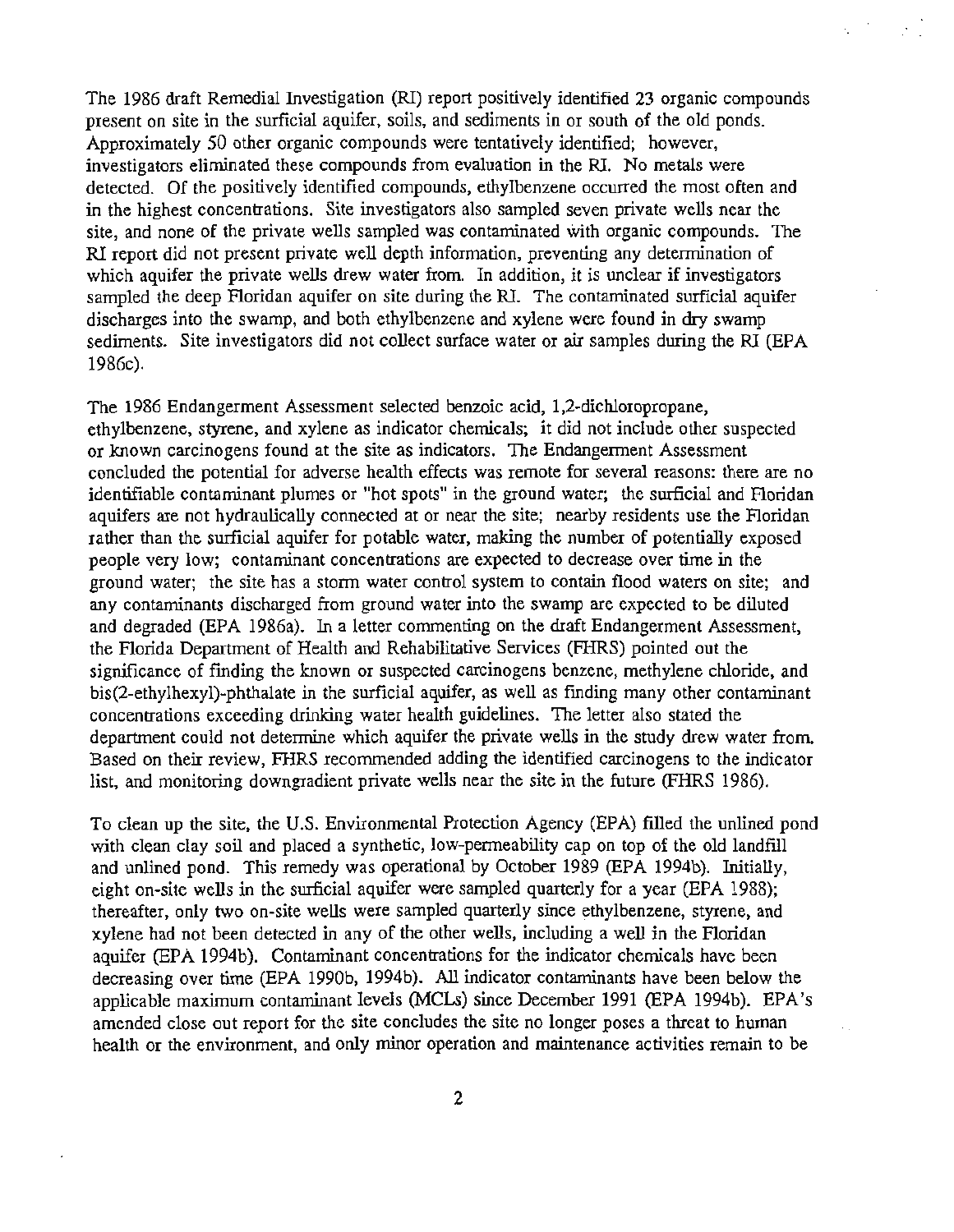The 1986 draft Remedial Investigation (RI) report positively identified 23 organic compounds present on site in the surficial aquifer, soils, and sediments in or south of the old ponds. Approximately 50 other organic compounds were tentatively identified; however, investigators eliminated these compounds from evaluation in the RI. No metals were detected. Of the positively identified compounds, ethylbenzene occurred the most often and in the highest concentrations. Site investigators also sampled seven private wells near the site, and none of the private wells sampled was contaminated with organic compounds. The RI report did not present private well depth information, preventing any determination of which aquifer the private wells drew water from. In addition, it is unclear if investigators sampled the deep Floridan aquifer on site during the RI. The contaminated surficial aquifer discharges into the swamp, and both ethylbenzene and xylene were found in dry swamp sediments. Site investigators did not collect surface water or air samples during the RI (EPA 1986c).

The 1986 Endangerment Assessment selected benzoic acid, 1,2-dichloropropane, ethylbenzene, styrene, and xylene as indicator chemicals; it did not include other suspected or known carcinogens found at the site as indicators. The Endangerment Assessment concluded the potential for adverse health effects was remote for several reasons: there are no identifiable contaminant plumes or "hot spots" in the ground water; the surficial and Floridan aquifers are not hydraulically connected at or near the site; nearby residents use the Floridan rather than the surficial aquifer for potable water, making the number of potentially exposed people very low; contaminant concentrations are expected to decrease over time in the ground water; the site has a storm water control system to contain flood waters on site; and any contaminants discharged from ground water into the swamp are expected to be diluted and degraded (EPA 1986a). In a letter commenting on the draft Endangerment Assessment, the Florida Department of Health and Rehabilitative Services (FHRS) pointed out the significance of finding the known or suspected carcinogens benzene, methylene chloride, and bis(2-ethylhexyl)-phthalate in the surficial aquifer, as well as finding many other contaminant concentrations exceeding drinking water health guidelines. The letter also stated the department could not determine which aquifer the private wells in the study drew water from. Based on their review, FHRS recommended adding the identified carcinogens to the indicator list, and monitoring downgradient private wells near the site in the future (FHRS 1986).

To clean up the site, the U.S. Environmental Protection Agency (EPA) filled the unlined pond with clean clay soil and placed a synthetic, low-permeability cap on top of the old landfill and unlined pond. This remedy was operational by October 1989 (EPA 1994b). Initially, eight on-site wells in the surficial aquifer were sampled quarterly for a year (EPA 1988); thereafter, only two on-site wells were sampled quarterly since ethylbenzene, styrene, and xylene had not been detected in any of the other wells, including a well in the Floridan aquifer (EPA 1994b). Contaminant concentrations for the indicator chemicals have been decreasing over time (EPA 1990b, 1994b). All indicator contaminants have been below the applicable maximum contaminant levels (MCLs) since December 1991 (EPA 1994b). EPA's amended close out report for the site concludes the site no longer poses a threat to human health or the environment, and only minor operation and maintenance activities remain to be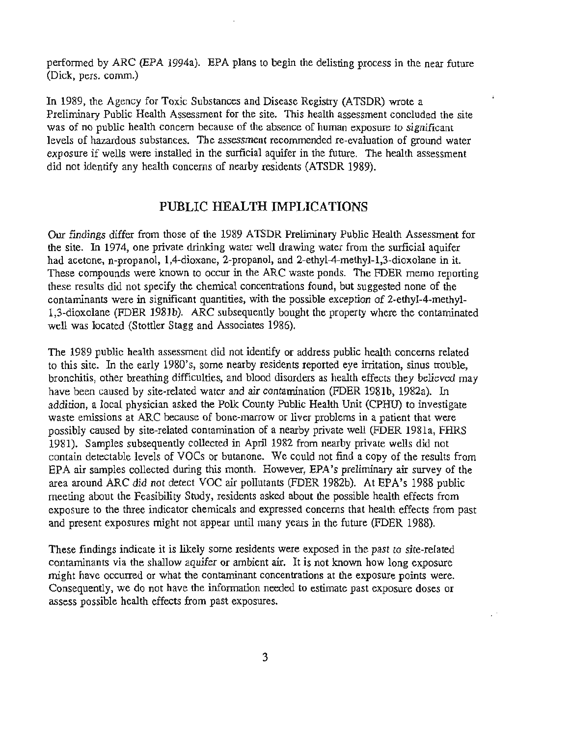performed by ARC (EPA 1994a). EPA plans to begin the delisting process in the near future (Dick, pers. comm.)

In 1989, the Agency for Toxic Substances and Disease Registry (ATSDR) wrote a Preliminary Public Health Assessment for the site. This health assessment concluded the site was of no public health concern because of the absence of human exposure to significant levels of hazardous substances. The assessment recommended re-evaluation of ground water exposure if wells were installed in the surficial aquifer in the future. The health assessment did not identify any health concerns of nearby residents (ATSDR 1989).

## PUBLIC HEALTH IMPLICATIONS

Our findings differ from those of the 1989 ATSDR Preliminary Public Health Assessment for the site. In 1974, one private drinking water well drawing water from the surficial aquifer had acetone, n-propanol, 1,4-dioxane, 2-propanol, and 2-ethyl-4-methyl-1,3-dioxolane in it. These compounds were known to occur in the ARC waste ponds. The FDER memo reporting these results did not specify the chemical concentrations found, but suggested none of the contaminants were in significant quantities, with the possible exception of 2-ethyl-4-methyl-1,3-dioxolane (FDER 1981b). ARC subsequently bought the property where the contaminated well was located (Stottler Stagg and Associates 1986).

The 1989 public health assessment did not identify or address public health concerns related to this site. In the early 1980's, some nearby residents reported eye irritation, sinus trouble, bronchitis, other breathing difficulties, and blood disorders as health effects they believed may have been caused by site-related water and air contamination (FDER 1981b, 1982a). In addition, a local physician asked the Polk County Public Health Unit (CPHU) to investigate waste emissions at ARC because of bone-marrow or liver problems in a patient that were possibly caused by site-related contamination of a nearby private well (FDER 1981a, FHRS 1981). Samples subsequently collected in April 1982 from nearby private wells did not contain detectable levels of VOCs or butanone. We could not find a copy of the results from EPA air samples collected during this month. However, EPA's preliminary air survey of the area around ARC did not detect VOC air pollutants (FDER 1982b). At EPA's 1988 public meeting about the Feasibility Study, residents asked about the possible health effects from exposure to the three indicator chemicals and expressed concerns that health effects from past and present exposures might not appear until many years in the future (FDER 1988).

These findings indicate it is likely some residents were exposed in the past to site-related contaminants via the shallow aquifer or ambient air. It is not known how long exposure might have occurred or what the contaminant concentrations at the exposure points were. Consequently, we do not have the information needed to estimate past exposure doses or assess possible health effects from past exposures.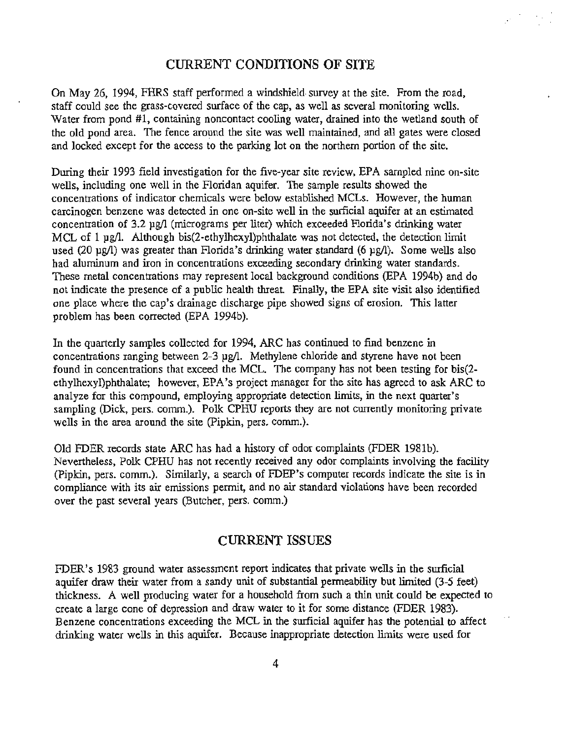## CURRENT CONDITIONS OF SITE

On May 26, 1994, FHRS staff performed a windshield survey at the site. From the road, staff could see the grass-covered surface of the cap, as well as several monitoring wells. Water from pond #1, containing noncontact cooling water, drained into the wetland south of the old pond area. The fence around the site was well maintained, and all gates were closed and locked except for the access to the parking lot on the northern portion of the site.

During their 1993 field investigation for the five-year site review, EPA sampled nine on-site wells, including one well in the Floridan aquifer. The sample results showed the concentrations of indicator chemicals were below established MCLs. However, the human carcinogen benzene was detected in one on-site well in the surficial aquifer at an estimated concentration of 3.2 µg/l (micrograms per liter) which exceeded Florida's drinking water MCL of 1 µg/l. Although bis(2-ethylhexyl)phthalate was not detected, the detection limit used (20 µg/l) was greater than Florida's drinking water standard (6 µg/l). Some wells also had aluminum and iron in concentrations exceeding secondary drinking water standards. These metal concentrations may represent local background conditions (EPA 1994b) and do not indicate the presence of a public health threat. Finally, the EPA site visit also identified one place where the cap's drainage discharge pipe showed signs of erosion. This latter problem has been corrected (EPA 1994b).

In the quarterly samples collected for 1994, ARC has continued to find benzene in concentrations ranging between 2-3 µg/l. Methylene chloride and styrene have not been found in concentrations that exceed the MCL. The company has not been testing for bis(2-ethylhexyl)phthalate; however, EPA's project manager for the site has agreed to ask ARC to analyze for this compound, employing appropriate detection limits, in the next quarter's sampling (Dick, pers. comm.). Polk CPHU reports they are not currently monitoring private wells in the area around the site (Pipkin, pers. comm.).

Old FDER records state ARC has had a history of odor complaints (FDER 1981b). Nevertheless, Polk CPHU has not recently received any odor complaints involving the facility (Pipkin, pers. comm.). Similarly, a search of FDEP's computer records indicate the site is in compliance with its air emissions permit, and no air standard violations have been recorded over the past several years (Butcher, pers. comm.)

## CURRENT ISSUES

FDER's 1983 ground water assessment report indicates that private wells in the surficial aquifer draw their water from a sandy unit of substantial permeability but limited (3-5 feet) thickness. A well producing water for a household from such a thin unit could be expected to create a large cone of depression and draw water to it for some distance (FDER 1983). Benzene concentrations exceeding the MCL in the surficial aquifer has the potential to affect drinking water wells in this aquifer. Because inappropriate detection limits were used for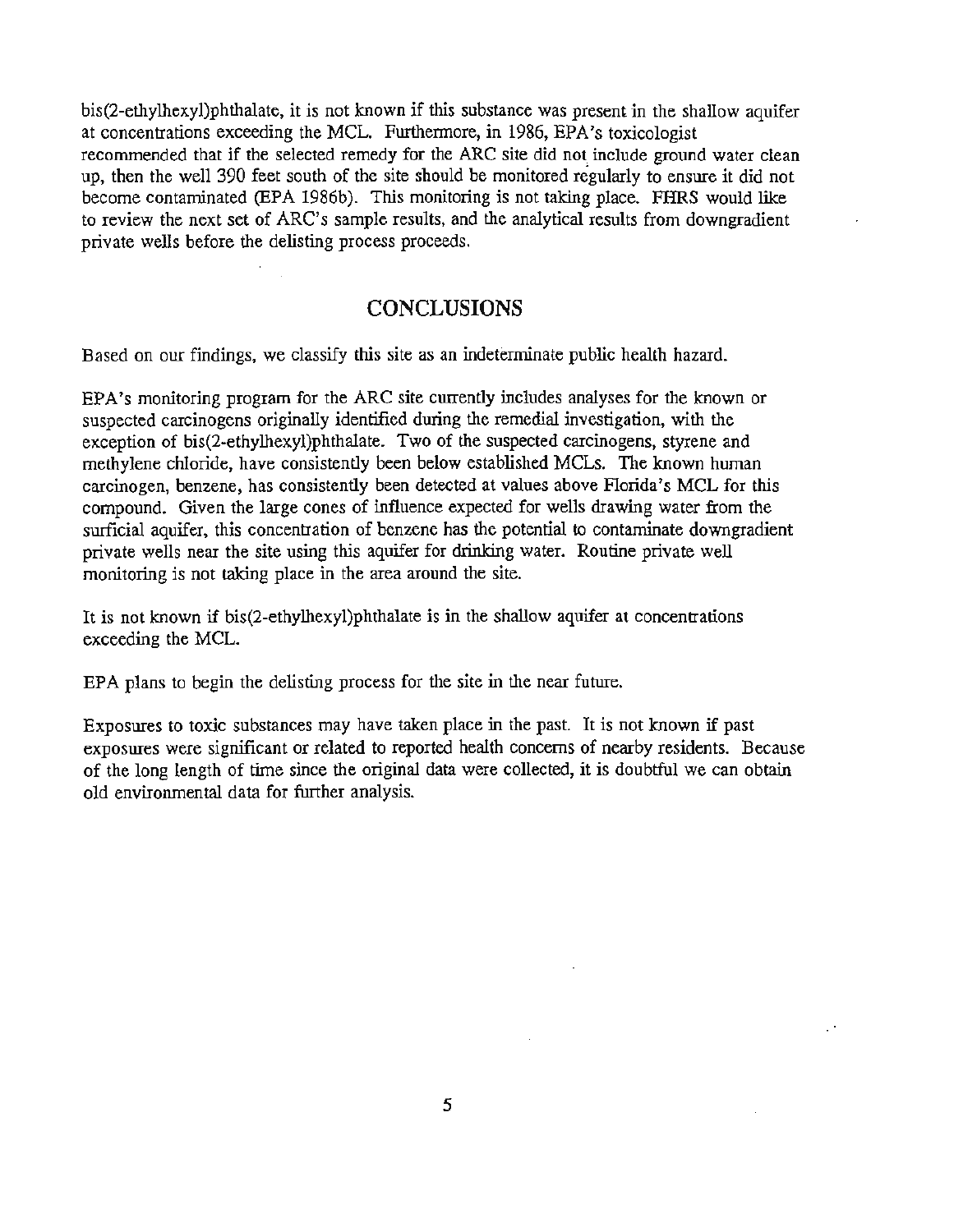bis(2-ethylhexyl)phthalate, it is not known if this substance was present in the shallow aquifer at concentrations exceeding the MCL. Furthermore, in 1986, EPA's toxicologist recommended that if the selected remedy for the ARC site did not include ground water clean up, then the well 390 feet south of the site should be monitored regularly to ensure it did not become contaminated (EPA 1986b). This monitoring is not taking place. FHRS would like to review the next set of ARC's sample results, and the analytical results from downgradient private wells before the delisting process proceeds.

## CONCLUSIONS

Based on our findings, we classify this site as an indeterminate public health hazard.

EPA's monitoring program for the ARC site currently includes analyses for the known or suspected carcinogens originally identified during the remedial investigation, with the exception of bis(2-ethylhexyl)phthalate. Two of the suspected carcinogens, styrene and methylene chloride, have consistently been below established MCLs. The known human carcinogen, benzene, has consistently been detected at values above Florida's MCL for this compound. Given the large cones of influence expected for wells drawing water from the surficial aquifer, this concentration of benzene has the potential to contaminate downgradient private wells near the site using this aquifer for drinking water. Routine private well monitoring is not taking place in the area around the site.

It is not known if bis(2-ethylhexyl)phthalate is in the shallow aquifer at concentrations exceeding the MCL.

EPA plans to begin the delisting process for the site in the near future.

Exposures to toxic substances may have taken place in the past. It is not known if past exposures were significant or related to reported health concerns of nearby residents. Because of the long length of time since the original data were collected, it is doubtful we can obtain old environmental data for further analysis.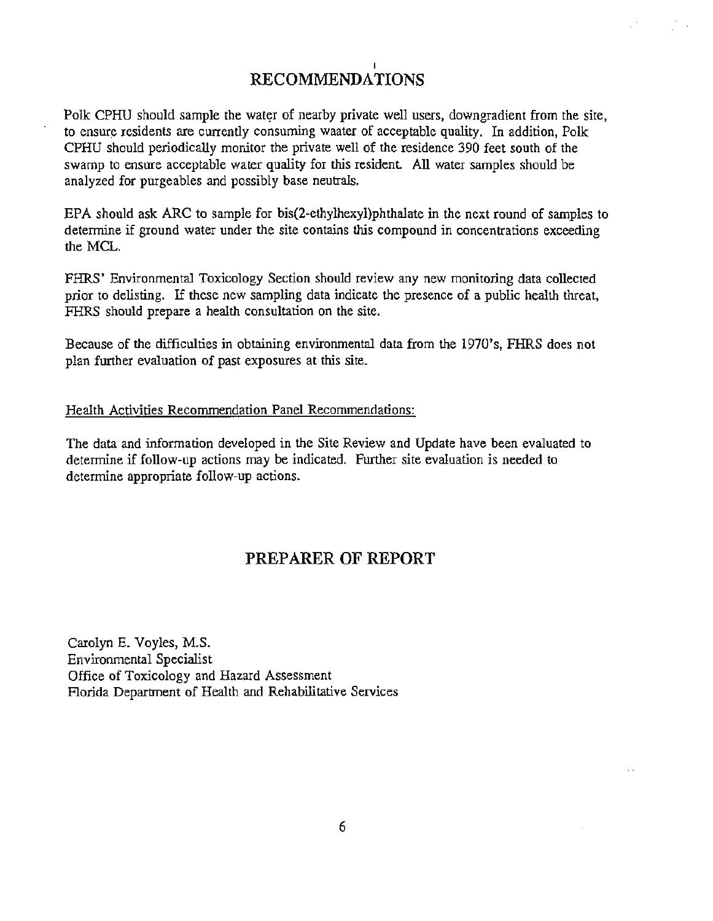# RECOMMENDATIONS

Polk CPHU should sample the water of nearby private well users, downgradient from the site, to ensure residents are currently consuming waater of acceptable quality. In addition, Polk CPHU should periodically monitor the private well of the residence 390 feet south of the swamp to ensure acceptable water quality for this resident. All water samples should be analyzed for purgeables and possibly base neutrals.

EPA should ask ARC to sample for bis(2-ethylhexyl)phthalate in the next round of samples to determine if ground water under the site contains this compound in concentrations exceeding the MCL.

FHRS' Environmental Toxicology Section should review any new monitoring data collected prior to delisting. If these new sampling data indicate the presence of a public health threat, FHRS should prepare a health consultation on the site.

Because of the difficulties in obtaining environmental data from the 1970's, FHRS does not plan further evaluation of past exposures at this site.

Health Activities Recommendation Panel Recommendations:

The data and information developed in the Site Review and Update have been evaluated to determine if follow-up actions may be indicated. Further site evaluation is needed to determine appropriate follow-up actions.

# PREPARER OF REPORT

Carolyn E. Voyles, M.S.
Environmental Specialist
Office of Toxicology and Hazard Assessment
Florida Department of Health and Rehabilitative Services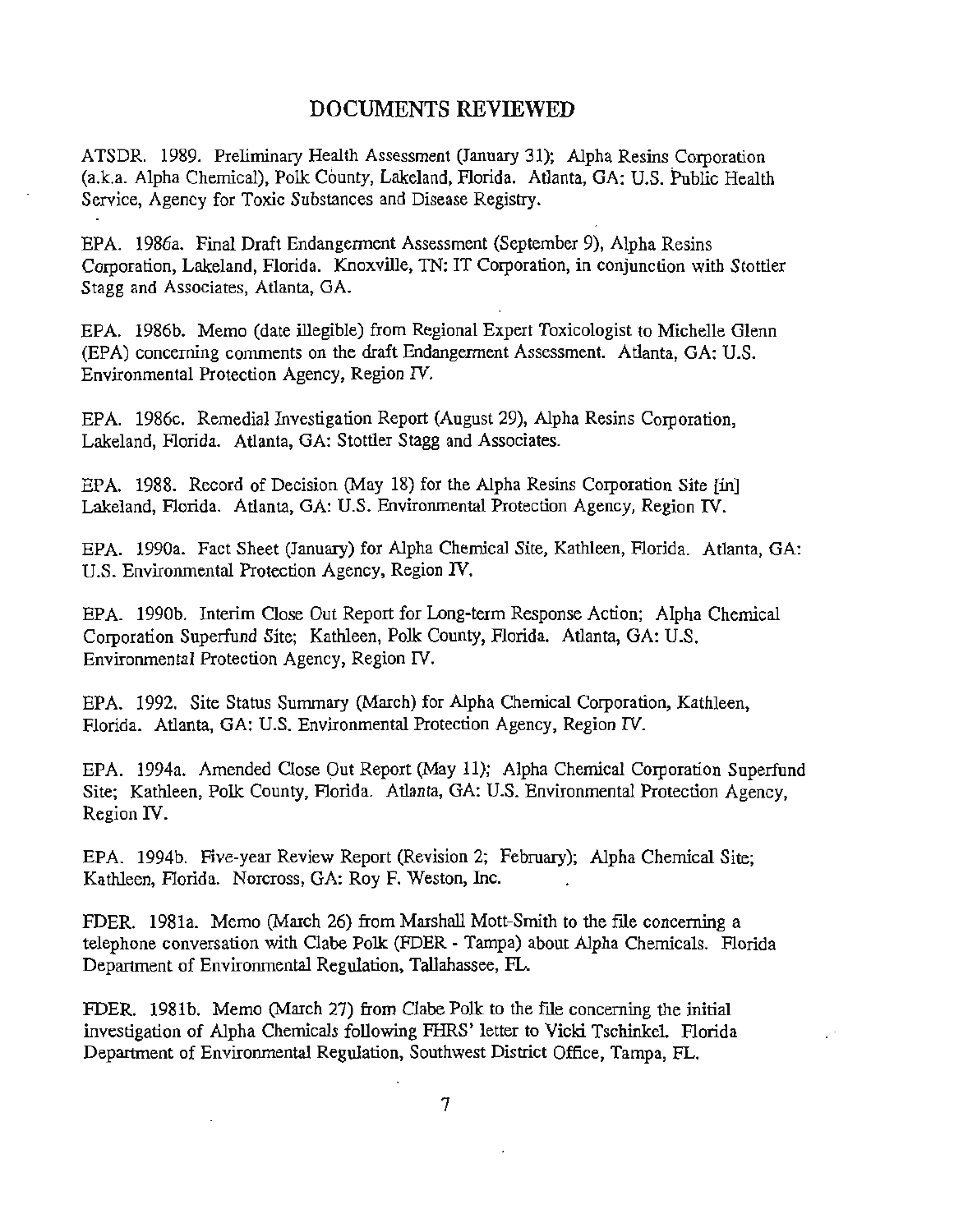## DOCUMENTS REVIEWED

ATSDR. 1989. Preliminary Health Assessment (January 31); Alpha Resins Corporation (a.k.a. Alpha Chemical), Polk County, Lakeland, Florida. Atlanta, GA: U.S. Public Health Service, Agency for Toxic Substances and Disease Registry.

EPA. 1986a. Final Draft Endangerment Assessment (September 9), Alpha Resins Corporation, Lakeland, Florida. Knoxville, TN: IT Corporation, in conjunction with Stottler Stagg and Associates, Atlanta, GA.

EPA. 1986b. Memo (date illegible) from Regional Expert Toxicologist to Michelle Glenn (EPA) concerning comments on the draft Endangerment Assessment. Atlanta, GA: U.S. Environmental Protection Agency, Region IV.

EPA. 1986c. Remedial Investigation Report (August 29), Alpha Resins Corporation, Lakeland, Florida. Atlanta, GA: Stottler Stagg and Associates.

EPA. 1988. Record of Decision (May 18) for the Alpha Resins Corporation Site [in] Lakeland, Florida. Atlanta, GA: U.S. Environmental Protection Agency, Region IV.

EPA. 1990a. Fact Sheet (January) for Alpha Chemical Site, Kathleen, Florida. Atlanta, GA: U.S. Environmental Protection Agency, Region IV.

EPA. 1990b. Interim Close Out Report for Long-term Response Action; Alpha Chemical Corporation Superfund Site; Kathleen, Polk County, Florida. Atlanta, GA: U.S. Environmental Protection Agency, Region IV.

EPA. 1992. Site Status Summary (March) for Alpha Chemical Corporation, Kathleen, Florida. Atlanta, GA: U.S. Environmental Protection Agency, Region IV.

EPA. 1994a. Amended Close Out Report (May 11); Alpha Chemical Corporation Superfund Site; Kathleen, Polk County, Florida. Atlanta, GA: U.S. Environmental Protection Agency, Region IV.

EPA. 1994b. Five-year Review Report (Revision 2; February); Alpha Chemical Site; Kathleen, Florida. Norcross, GA: Roy F. Weston, Inc.

FDER. 1981a. Memo (March 26) from Marshall Mott-Smith to the file concerning a telephone conversation with Clabe Polk (FDER - Tampa) about Alpha Chemicals. Florida Department of Environmental Regulation, Tallahassee, FL.

FDER. 1981b. Memo (March 27) from Clabe Polk to the file concerning the initial investigation of Alpha Chemicals following FHRS' letter to Vicki Tschinkel. Florida Department of Environmental Regulation, Southwest District Office, Tampa, FL.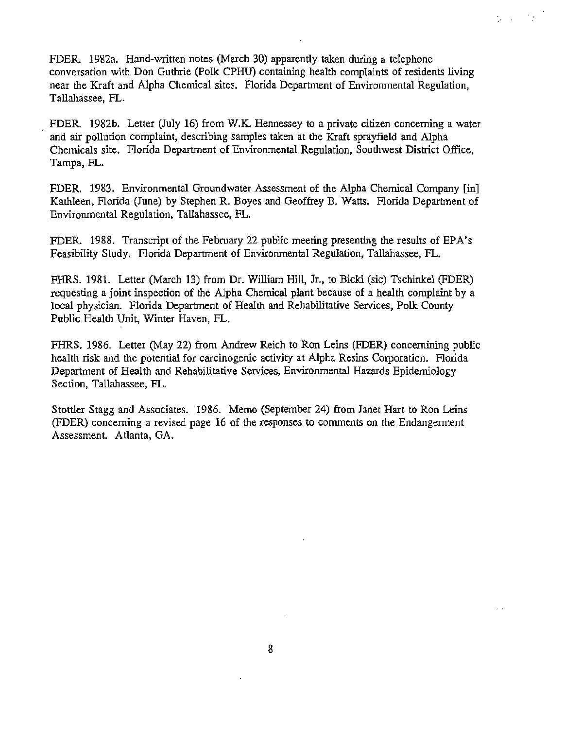FDER. 1982a. Hand-written notes (March 30) apparently taken during a telephone conversation with Don Guthrie (Polk CPHU) containing health complaints of residents living near the Kraft and Alpha Chemical sites. Florida Department of Environmental Regulation, Tallahassee, FL.

FDER. 1982b. Letter (July 16) from W.K. Hennessey to a private citizen concerning a water and air pollution complaint, describing samples taken at the Kraft sprayfield and Alpha Chemicals site. Florida Department of Environmental Regulation, Southwest District Office, Tampa, FL.

FDER. 1983. Environmental Groundwater Assessment of the Alpha Chemical Company [in] Kathleen, Florida (June) by Stephen R. Boyes and Geoffrey B. Watts. Florida Department of Environmental Regulation, Tallahassee, FL.

FDER. 1988. Transcript of the February 22 public meeting presenting the results of EPA's Feasibility Study. Florida Department of Environmental Regulation, Tallahassee, FL.

FHRS. 1981. Letter (March 13) from Dr. William Hill, Jr., to Bicki (sic) Tschinkel (FDER) requesting a joint inspection of the Alpha Chemical plant because of a health complaint by a local physician. Florida Department of Health and Rehabilitative Services, Polk County Public Health Unit, Winter Haven, FL.

FHRS. 1986. Letter (May 22) from Andrew Reich to Ron Leins (FDER) concemining public health risk and the potential for carcinogenic activity at Alpha Resins Corporation. Florida Department of Health and Rehabilitative Services, Environmental Hazards Epidemiology Section, Tallahassee, FL.

Stottler Stagg and Associates. 1986. Memo (September 24) from Janet Hart to Ron Leins (FDER) concerning a revised page 16 of the responses to comments on the Endangerment Assessment. Atlanta, GA.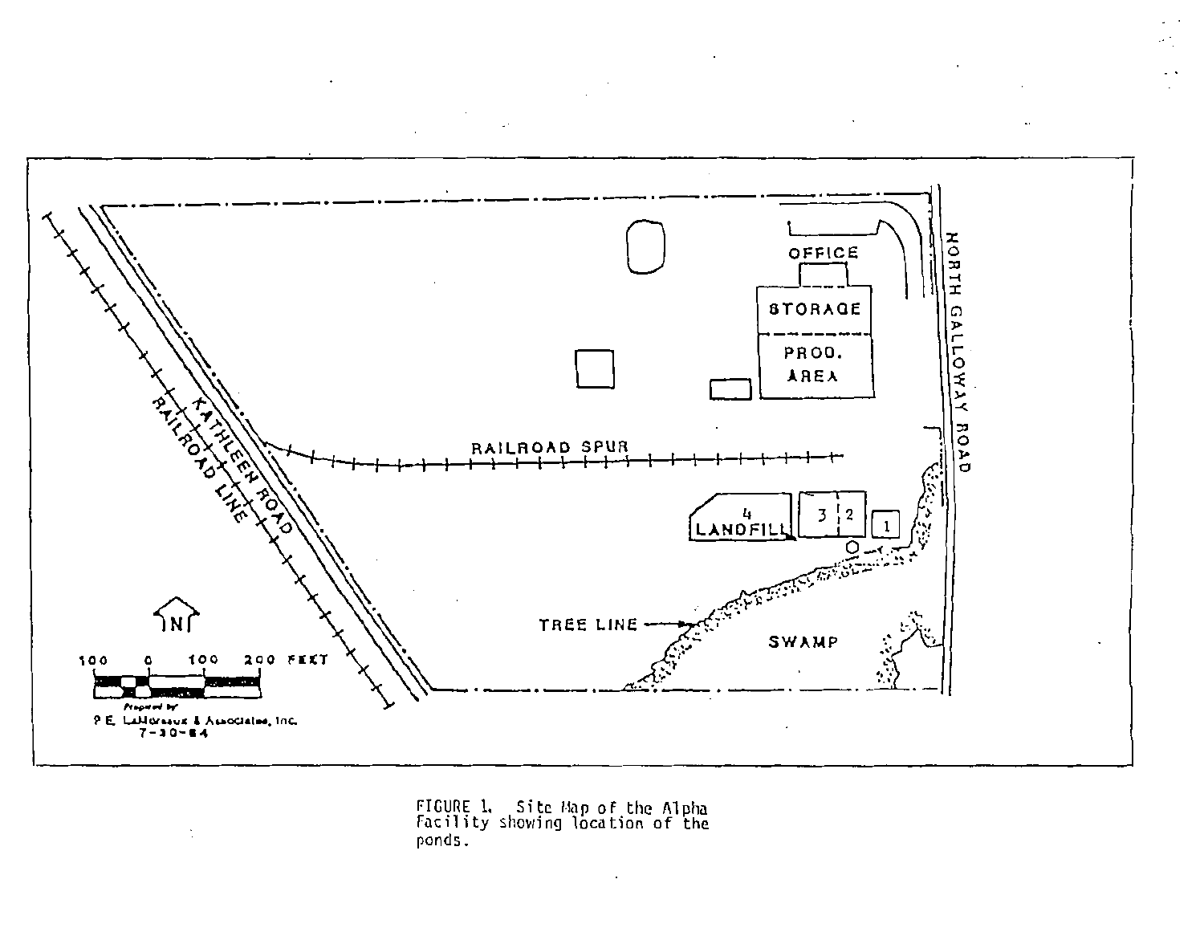OFFICE

STORAGE

PROD. AREA

NORTH GALLOWAY ROAD

KATHLEEN ROAD

RAILROAD LINE

RAILROAD SPUR

4 LANDFILL

3

2

1

TREE LINE

SWAMP

N

100 0 100 200 FEET

Prepared by P.E. LaMoreaux & Associates, Inc. 7-30-84

FIGURE 1. Site Map of the Alpha Facility showing location of the ponds.